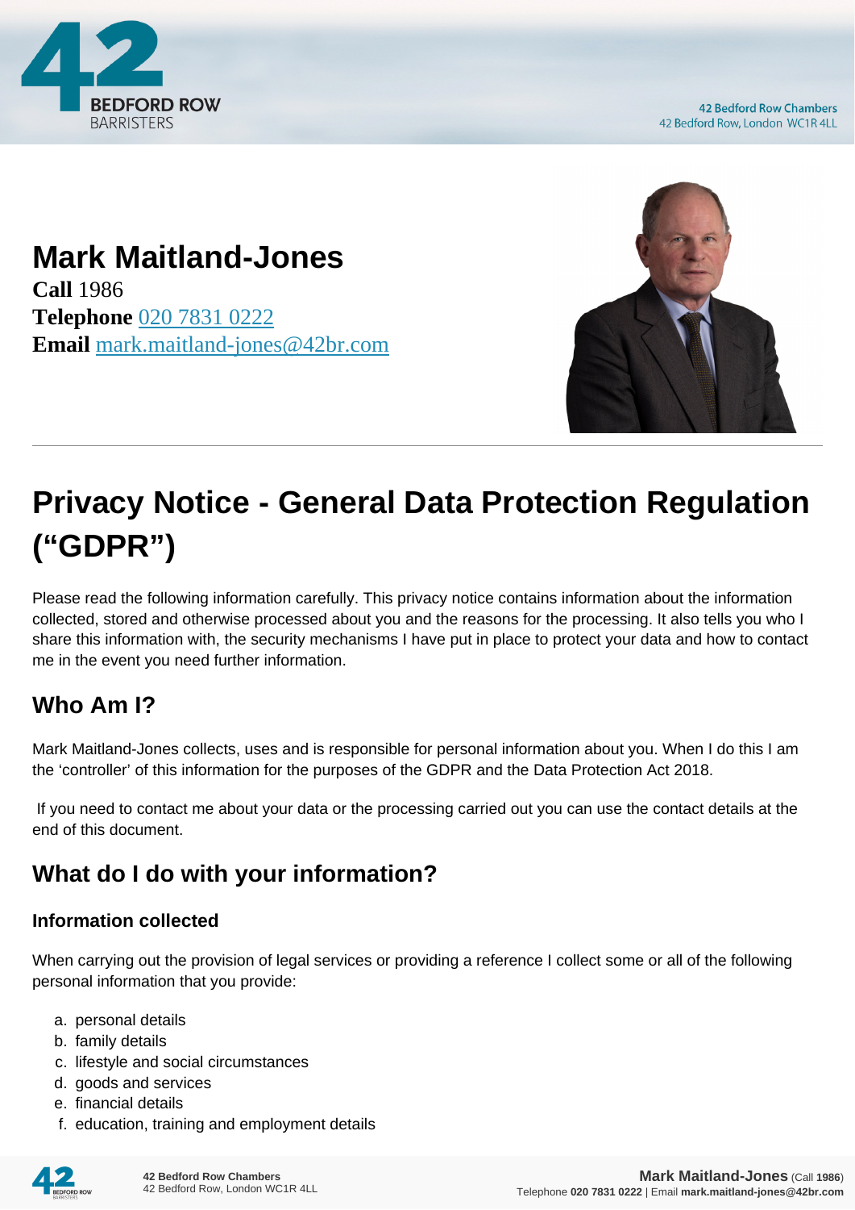# Mark Maitland-Jones

**Call** 1986
**Telephone** 020 7831 0222
**Email** mark.maitland-jones@42br.com

# Privacy Notice - General Data Protection Regulation ("GDPR")

Please read the following information carefully. This privacy notice contains information about the information collected, stored and otherwise processed about you and the reasons for the processing. It also tells you who I share this information with, the security mechanisms I have put in place to protect your data and how to contact me in the event you need further information.

## Who Am I?

Mark Maitland-Jones collects, uses and is responsible for personal information about you. When I do this I am the 'controller' of this information for the purposes of the GDPR and the Data Protection Act 2018.

If you need to contact me about your data or the processing carried out you can use the contact details at the end of this document.

## What do I do with your information?

### Information collected

When carrying out the provision of legal services or providing a reference I collect some or all of the following personal information that you provide:

a. personal details
b. family details
c. lifestyle and social circumstances
d. goods and services
e. financial details
f. education, training and employment details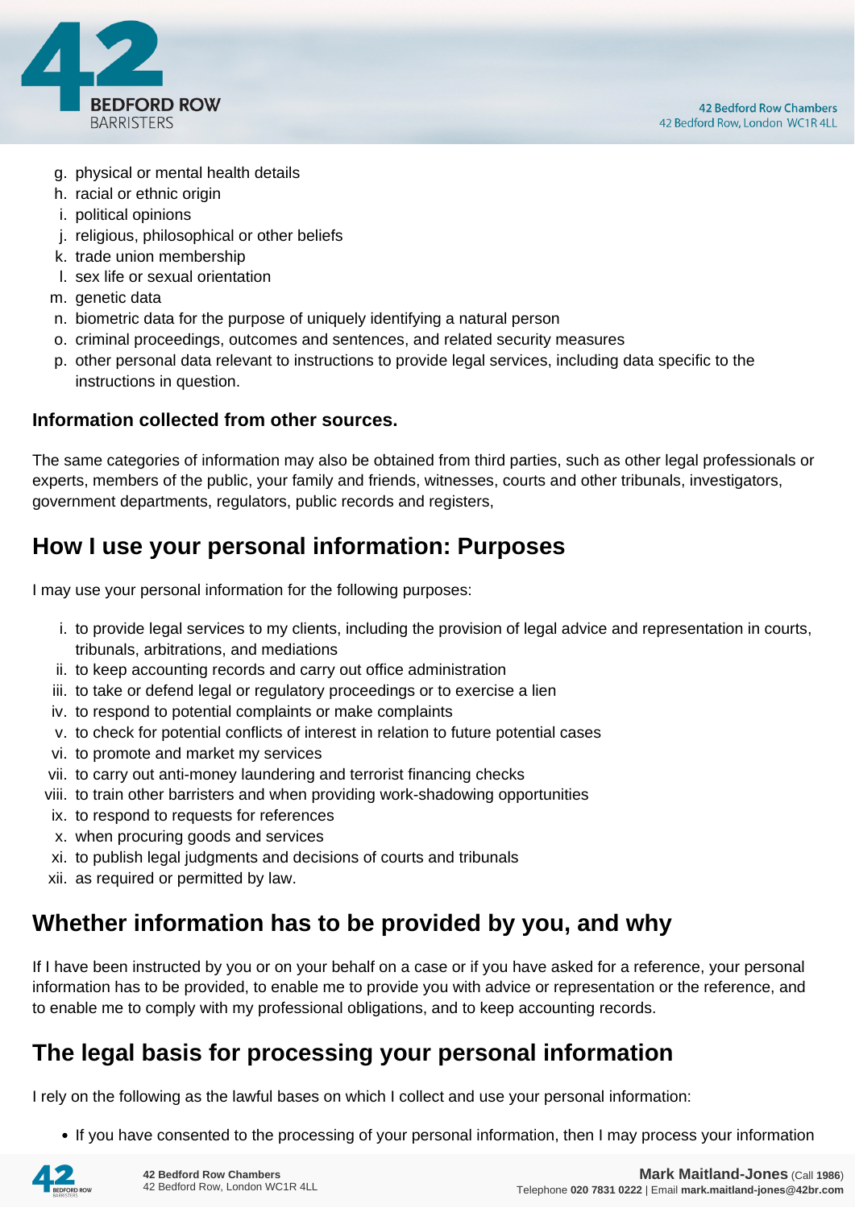g. physical or mental health details
h. racial or ethnic origin
i. political opinions
j. religious, philosophical or other beliefs
k. trade union membership
l. sex life or sexual orientation
m. genetic data
n. biometric data for the purpose of uniquely identifying a natural person
o. criminal proceedings, outcomes and sentences, and related security measures
p. other personal data relevant to instructions to provide legal services, including data specific to the instructions in question.

**Information collected from other sources.**

The same categories of information may also be obtained from third parties, such as other legal professionals or experts, members of the public, your family and friends, witnesses, courts and other tribunals, investigators, government departments, regulators, public records and registers,

## How I use your personal information: Purposes

I may use your personal information for the following purposes:

i. to provide legal services to my clients, including the provision of legal advice and representation in courts, tribunals, arbitrations, and mediations
ii. to keep accounting records and carry out office administration
iii. to take or defend legal or regulatory proceedings or to exercise a lien
iv. to respond to potential complaints or make complaints
v. to check for potential conflicts of interest in relation to future potential cases
vi. to promote and market my services
vii. to carry out anti-money laundering and terrorist financing checks
viii. to train other barristers and when providing work-shadowing opportunities
ix. to respond to requests for references
x. when procuring goods and services
xi. to publish legal judgments and decisions of courts and tribunals
xii. as required or permitted by law.

## Whether information has to be provided by you, and why

If I have been instructed by you or on your behalf on a case or if you have asked for a reference, your personal information has to be provided, to enable me to provide you with advice or representation or the reference, and to enable me to comply with my professional obligations, and to keep accounting records.

## The legal basis for processing your personal information

I rely on the following as the lawful bases on which I collect and use your personal information:

- If you have consented to the processing of your personal information, then I may process your information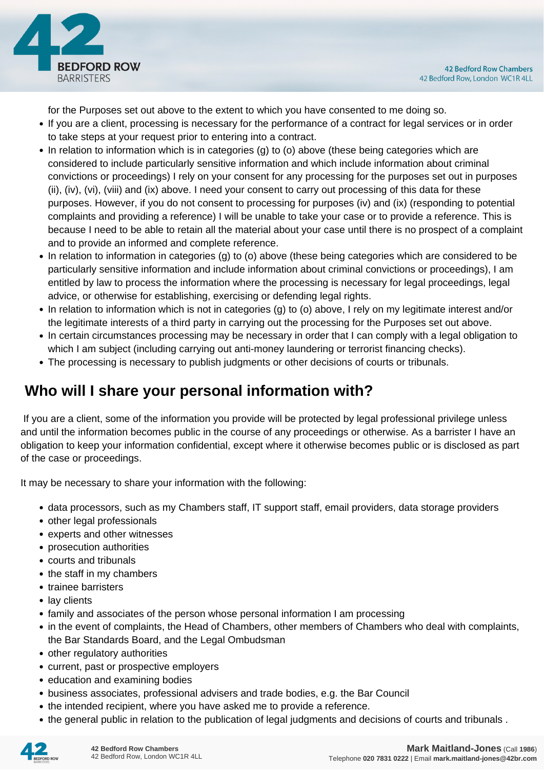for the Purposes set out above to the extent to which you have consented to me doing so.

- If you are a client, processing is necessary for the performance of a contract for legal services or in order to take steps at your request prior to entering into a contract.
- In relation to information which is in categories (g) to (o) above (these being categories which are considered to include particularly sensitive information and which include information about criminal convictions or proceedings) I rely on your consent for any processing for the purposes set out in purposes (ii), (iv), (vi), (viii) and (ix) above. I need your consent to carry out processing of this data for these purposes. However, if you do not consent to processing for purposes (iv) and (ix) (responding to potential complaints and providing a reference) I will be unable to take your case or to provide a reference. This is because I need to be able to retain all the material about your case until there is no prospect of a complaint and to provide an informed and complete reference.
- In relation to information in categories (g) to (o) above (these being categories which are considered to be particularly sensitive information and include information about criminal convictions or proceedings), I am entitled by law to process the information where the processing is necessary for legal proceedings, legal advice, or otherwise for establishing, exercising or defending legal rights.
- In relation to information which is not in categories (g) to (o) above, I rely on my legitimate interest and/or the legitimate interests of a third party in carrying out the processing for the Purposes set out above.
- In certain circumstances processing may be necessary in order that I can comply with a legal obligation to which I am subject (including carrying out anti-money laundering or terrorist financing checks).
- The processing is necessary to publish judgments or other decisions of courts or tribunals.

## Who will I share your personal information with?

If you are a client, some of the information you provide will be protected by legal professional privilege unless and until the information becomes public in the course of any proceedings or otherwise. As a barrister I have an obligation to keep your information confidential, except where it otherwise becomes public or is disclosed as part of the case or proceedings.

It may be necessary to share your information with the following:

- data processors, such as my Chambers staff, IT support staff, email providers, data storage providers
- other legal professionals
- experts and other witnesses
- prosecution authorities
- courts and tribunals
- the staff in my chambers
- trainee barristers
- lay clients
- family and associates of the person whose personal information I am processing
- in the event of complaints, the Head of Chambers, other members of Chambers who deal with complaints, the Bar Standards Board, and the Legal Ombudsman
- other regulatory authorities
- current, past or prospective employers
- education and examining bodies
- business associates, professional advisers and trade bodies, e.g. the Bar Council
- the intended recipient, where you have asked me to provide a reference.
- the general public in relation to the publication of legal judgments and decisions of courts and tribunals .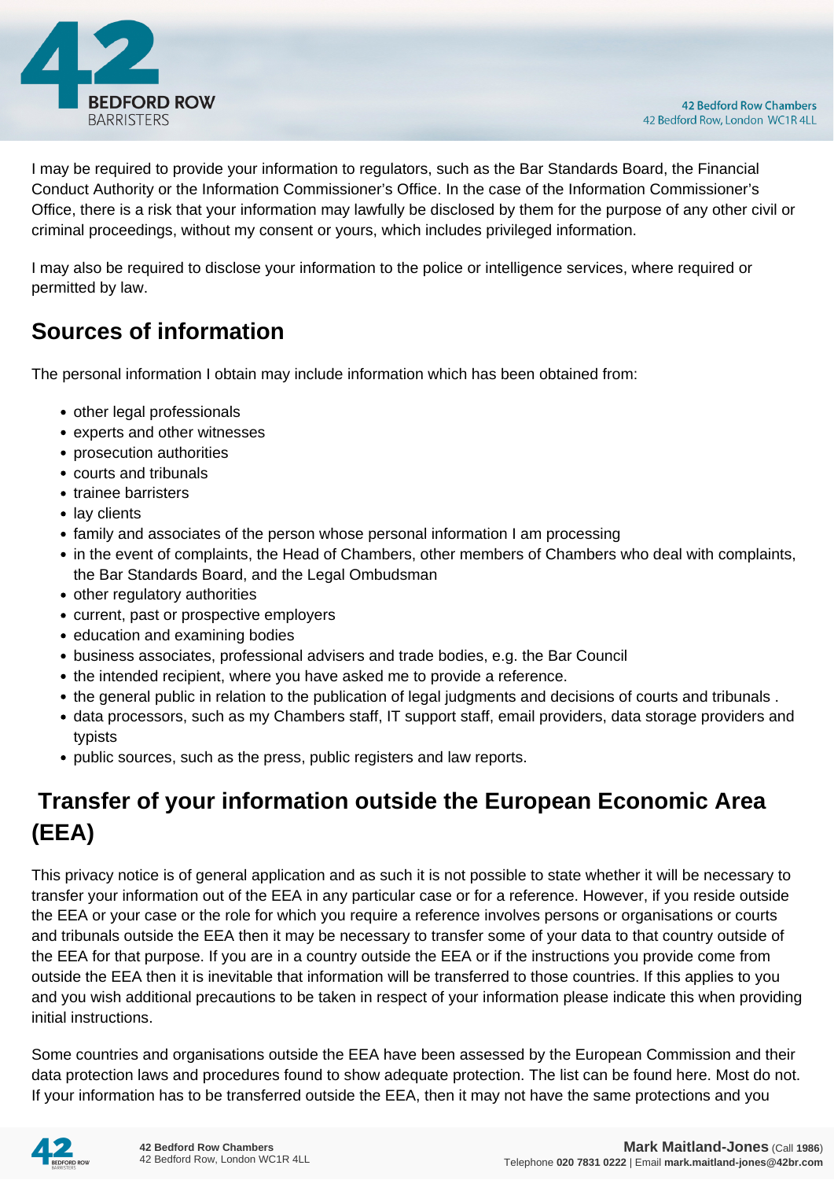I may be required to provide your information to regulators, such as the Bar Standards Board, the Financial Conduct Authority or the Information Commissioner's Office. In the case of the Information Commissioner's Office, there is a risk that your information may lawfully be disclosed by them for the purpose of any other civil or criminal proceedings, without my consent or yours, which includes privileged information.

I may also be required to disclose your information to the police or intelligence services, where required or permitted by law.

## Sources of information

The personal information I obtain may include information which has been obtained from:

- other legal professionals
- experts and other witnesses
- prosecution authorities
- courts and tribunals
- trainee barristers
- lay clients
- family and associates of the person whose personal information I am processing
- in the event of complaints, the Head of Chambers, other members of Chambers who deal with complaints, the Bar Standards Board, and the Legal Ombudsman
- other regulatory authorities
- current, past or prospective employers
- education and examining bodies
- business associates, professional advisers and trade bodies, e.g. the Bar Council
- the intended recipient, where you have asked me to provide a reference.
- the general public in relation to the publication of legal judgments and decisions of courts and tribunals .
- data processors, such as my Chambers staff, IT support staff, email providers, data storage providers and typists
- public sources, such as the press, public registers and law reports.

## Transfer of your information outside the European Economic Area (EEA)

This privacy notice is of general application and as such it is not possible to state whether it will be necessary to transfer your information out of the EEA in any particular case or for a reference. However, if you reside outside the EEA or your case or the role for which you require a reference involves persons or organisations or courts and tribunals outside the EEA then it may be necessary to transfer some of your data to that country outside of the EEA for that purpose. If you are in a country outside the EEA or if the instructions you provide come from outside the EEA then it is inevitable that information will be transferred to those countries. If this applies to you and you wish additional precautions to be taken in respect of your information please indicate this when providing initial instructions.

Some countries and organisations outside the EEA have been assessed by the European Commission and their data protection laws and procedures found to show adequate protection. The list can be found here. Most do not. If your information has to be transferred outside the EEA, then it may not have the same protections and you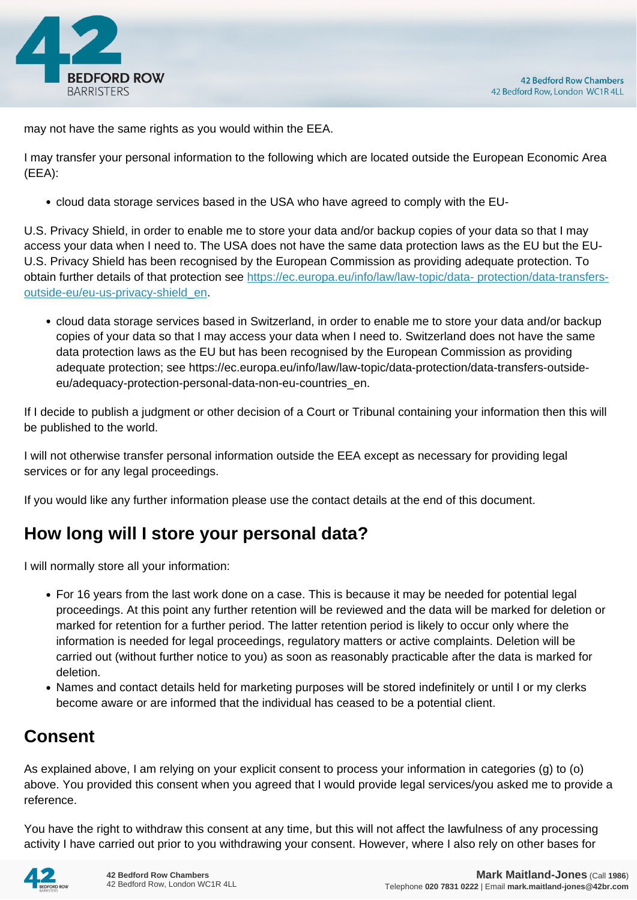may not have the same rights as you would within the EEA.

I may transfer your personal information to the following which are located outside the European Economic Area (EEA):

- cloud data storage services based in the USA who have agreed to comply with the EU-

U.S. Privacy Shield, in order to enable me to store your data and/or backup copies of your data so that I may access your data when I need to. The USA does not have the same data protection laws as the EU but the EU-U.S. Privacy Shield has been recognised by the European Commission as providing adequate protection. To obtain further details of that protection see [https://ec.europa.eu/info/law/law-topic/data- protection/data-transfers-outside-eu/eu-us-privacy-shield_en](https://ec.europa.eu/info/law/law-topic/data-protection/data-transfers-outside-eu/eu-us-privacy-shield_en).

- cloud data storage services based in Switzerland, in order to enable me to store your data and/or backup copies of your data so that I may access your data when I need to. Switzerland does not have the same data protection laws as the EU but has been recognised by the European Commission as providing adequate protection; see https://ec.europa.eu/info/law/law-topic/data-protection/data-transfers-outside-eu/adequacy-protection-personal-data-non-eu-countries_en.

If I decide to publish a judgment or other decision of a Court or Tribunal containing your information then this will be published to the world.

I will not otherwise transfer personal information outside the EEA except as necessary for providing legal services or for any legal proceedings.

If you would like any further information please use the contact details at the end of this document.

## How long will I store your personal data?

I will normally store all your information:

- For 16 years from the last work done on a case. This is because it may be needed for potential legal proceedings. At this point any further retention will be reviewed and the data will be marked for deletion or marked for retention for a further period. The latter retention period is likely to occur only where the information is needed for legal proceedings, regulatory matters or active complaints. Deletion will be carried out (without further notice to you) as soon as reasonably practicable after the data is marked for deletion.
- Names and contact details held for marketing purposes will be stored indefinitely or until I or my clerks become aware or are informed that the individual has ceased to be a potential client.

## Consent

As explained above, I am relying on your explicit consent to process your information in categories (g) to (o) above. You provided this consent when you agreed that I would provide legal services/you asked me to provide a reference.

You have the right to withdraw this consent at any time, but this will not affect the lawfulness of any processing activity I have carried out prior to you withdrawing your consent. However, where I also rely on other bases for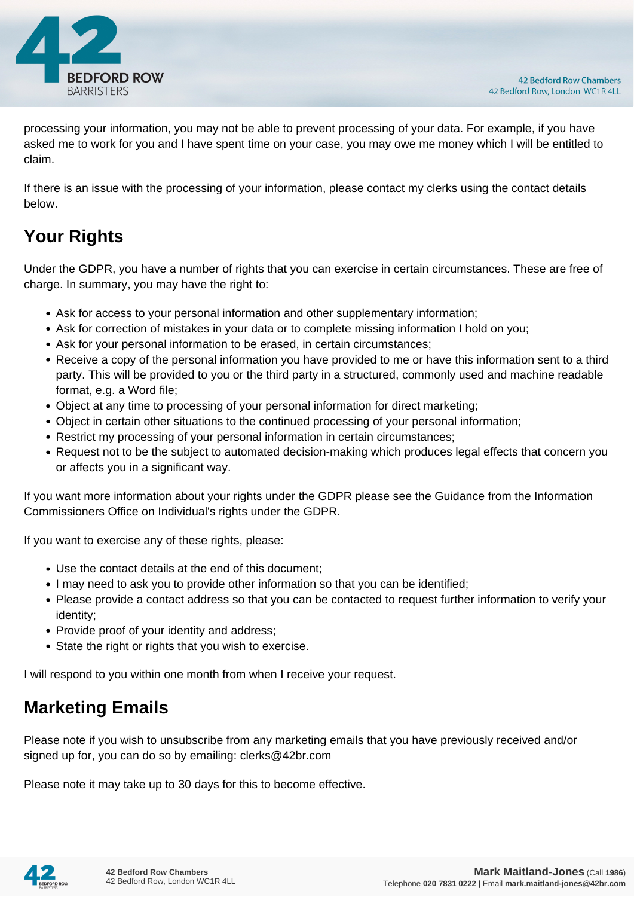processing your information, you may not be able to prevent processing of your data. For example, if you have asked me to work for you and I have spent time on your case, you may owe me money which I will be entitled to claim.

If there is an issue with the processing of your information, please contact my clerks using the contact details below.

## Your Rights

Under the GDPR, you have a number of rights that you can exercise in certain circumstances. These are free of charge. In summary, you may have the right to:

- Ask for access to your personal information and other supplementary information;
- Ask for correction of mistakes in your data or to complete missing information I hold on you;
- Ask for your personal information to be erased, in certain circumstances;
- Receive a copy of the personal information you have provided to me or have this information sent to a third party. This will be provided to you or the third party in a structured, commonly used and machine readable format, e.g. a Word file;
- Object at any time to processing of your personal information for direct marketing;
- Object in certain other situations to the continued processing of your personal information;
- Restrict my processing of your personal information in certain circumstances;
- Request not to be the subject to automated decision-making which produces legal effects that concern you or affects you in a significant way.

If you want more information about your rights under the GDPR please see the Guidance from the Information Commissioners Office on Individual's rights under the GDPR.

If you want to exercise any of these rights, please:

- Use the contact details at the end of this document;
- I may need to ask you to provide other information so that you can be identified;
- Please provide a contact address so that you can be contacted to request further information to verify your identity;
- Provide proof of your identity and address;
- State the right or rights that you wish to exercise.

I will respond to you within one month from when I receive your request.

## Marketing Emails

Please note if you wish to unsubscribe from any marketing emails that you have previously received and/or signed up for, you can do so by emailing: clerks@42br.com

Please note it may take up to 30 days for this to become effective.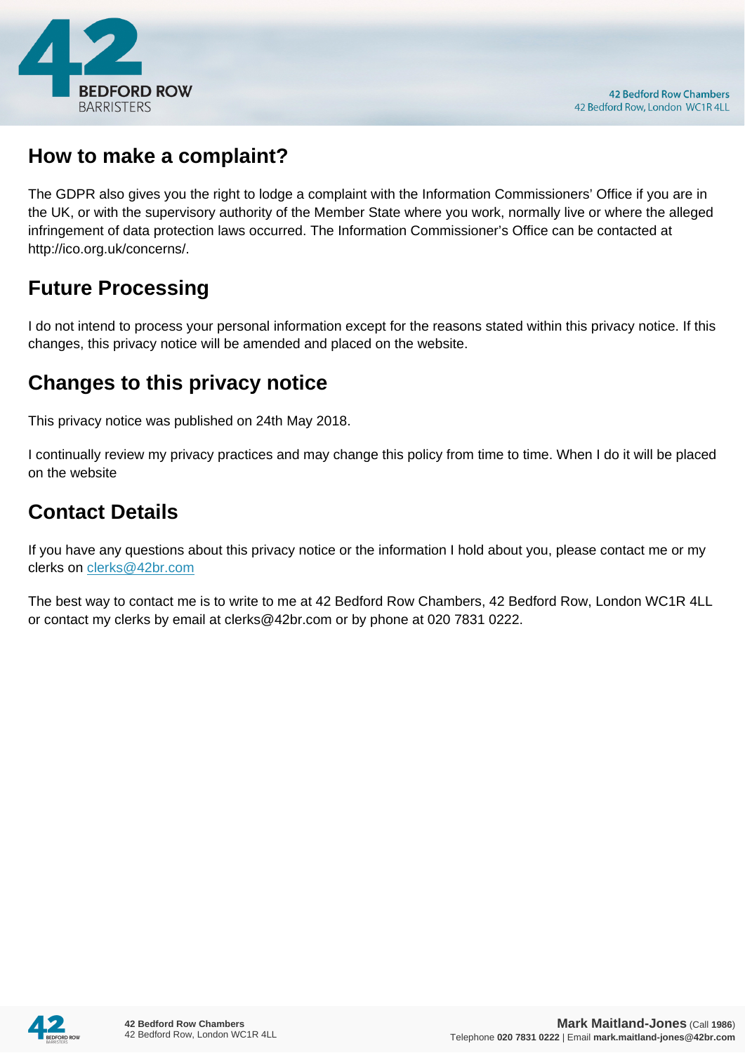## How to make a complaint?

The GDPR also gives you the right to lodge a complaint with the Information Commissioners' Office if you are in the UK, or with the supervisory authority of the Member State where you work, normally live or where the alleged infringement of data protection laws occurred. The Information Commissioner's Office can be contacted at http://ico.org.uk/concerns/.

## Future Processing

I do not intend to process your personal information except for the reasons stated within this privacy notice. If this changes, this privacy notice will be amended and placed on the website.

## Changes to this privacy notice

This privacy notice was published on 24th May 2018.

I continually review my privacy practices and may change this policy from time to time. When I do it will be placed on the website

## Contact Details

If you have any questions about this privacy notice or the information I hold about you, please contact me or my clerks on clerks@42br.com

The best way to contact me is to write to me at 42 Bedford Row Chambers, 42 Bedford Row, London WC1R 4LL or contact my clerks by email at clerks@42br.com or by phone at 020 7831 0222.